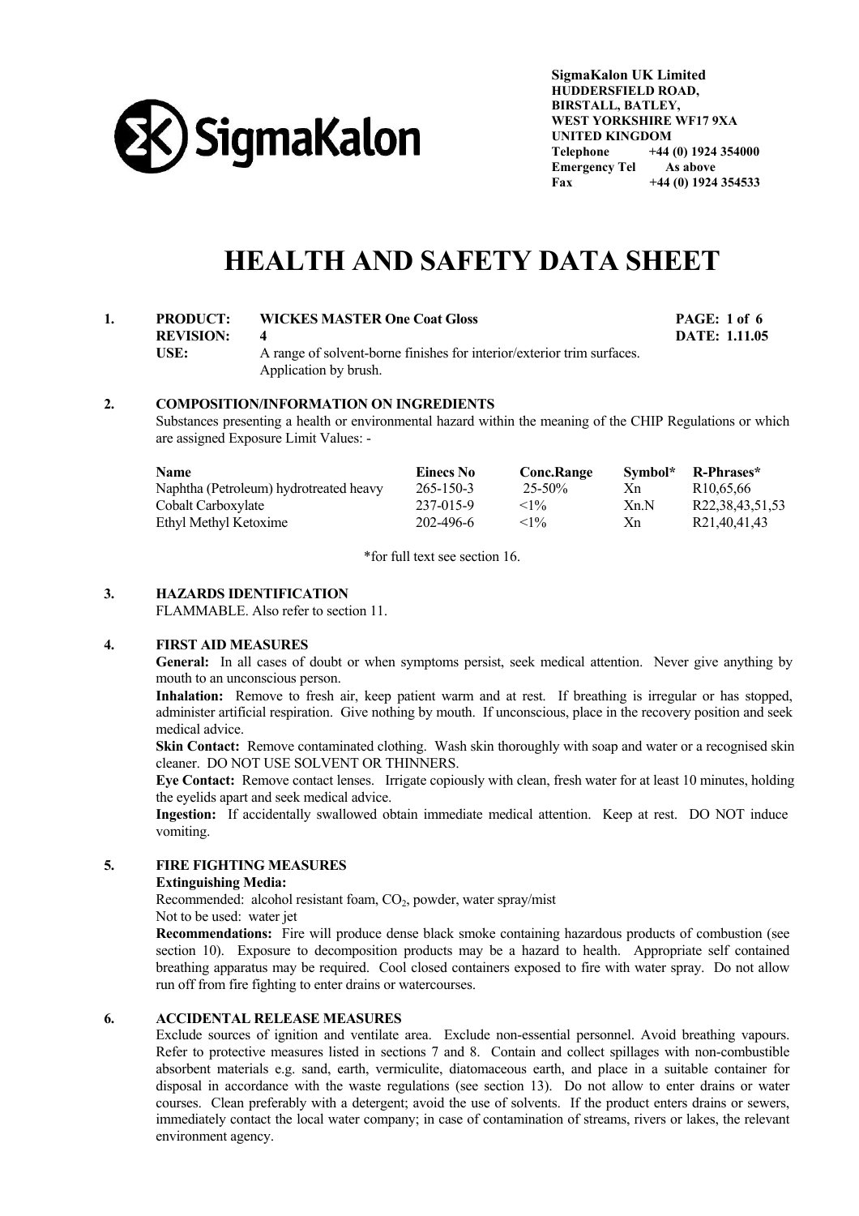**SigmaKalon UK Limited**
**HUDDERSFIELD ROAD,**
**BIRSTALL, BATLEY,**
**WEST YORKSHIRE WF17 9XA**
**UNITED KINGDOM**
**Telephone** **+44 (0) 1924 354000**
**Emergency Tel** **As above**
**Fax** **+44 (0) 1924 354533**

# HEALTH AND SAFETY DATA SHEET

**1. PRODUCT:** **WICKES MASTER One Coat Gloss**
**REVISION:** **4** **DATE: 1.11.05**
**USE:** A range of solvent-borne finishes for interior/exterior trim surfaces. Application by brush.

## 2. COMPOSITION/INFORMATION ON INGREDIENTS

Substances presenting a health or environmental hazard within the meaning of the CHIP Regulations or which are assigned Exposure Limit Values: -

| Name | Einecs No | Conc.Range | Symbol* | R-Phrases* |
|---|---|---|---|---|
| Naphtha (Petroleum) hydrotreated heavy | 265-150-3 | 25-50% | Xn | R10,65,66 |
| Cobalt Carboxylate | 237-015-9 | <1% | Xn.N | R22,38,43,51,53 |
| Ethyl Methyl Ketoxime | 202-496-6 | <1% | Xn | R21,40,41,43 |

*for full text see section 16.

## 3. HAZARDS IDENTIFICATION

FLAMMABLE. Also refer to section 11.

## 4. FIRST AID MEASURES

**General:** In all cases of doubt or when symptoms persist, seek medical attention. Never give anything by mouth to an unconscious person.

**Inhalation:** Remove to fresh air, keep patient warm and at rest. If breathing is irregular or has stopped, administer artificial respiration. Give nothing by mouth. If unconscious, place in the recovery position and seek medical advice.

**Skin Contact:** Remove contaminated clothing. Wash skin thoroughly with soap and water or a recognised skin cleaner. DO NOT USE SOLVENT OR THINNERS.

**Eye Contact:** Remove contact lenses. Irrigate copiously with clean, fresh water for at least 10 minutes, holding the eyelids apart and seek medical advice.

**Ingestion:** If accidentally swallowed obtain immediate medical attention. Keep at rest. DO NOT induce vomiting.

## 5. FIRE FIGHTING MEASURES

**Extinguishing Media:**

Recommended: alcohol resistant foam, $CO_2$, powder, water spray/mist

Not to be used: water jet

**Recommendations:** Fire will produce dense black smoke containing hazardous products of combustion (see section 10). Exposure to decomposition products may be a hazard to health. Appropriate self contained breathing apparatus may be required. Cool closed containers exposed to fire with water spray. Do not allow run off from fire fighting to enter drains or watercourses.

## 6. ACCIDENTAL RELEASE MEASURES

Exclude sources of ignition and ventilate area. Exclude non-essential personnel. Avoid breathing vapours. Refer to protective measures listed in sections 7 and 8. Contain and collect spillages with non-combustible absorbent materials e.g. sand, earth, vermiculite, diatomaceous earth, and place in a suitable container for disposal in accordance with the waste regulations (see section 13). Do not allow to enter drains or water courses. Clean preferably with a detergent; avoid the use of solvents. If the product enters drains or sewers, immediately contact the local water company; in case of contamination of streams, rivers or lakes, the relevant environment agency.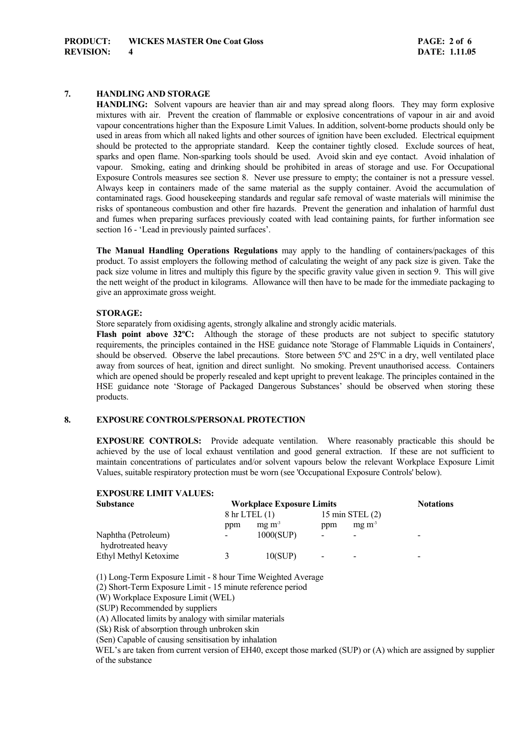## 7. HANDLING AND STORAGE

**HANDLING:** Solvent vapours are heavier than air and may spread along floors. They may form explosive mixtures with air. Prevent the creation of flammable or explosive concentrations of vapour in air and avoid vapour concentrations higher than the Exposure Limit Values. In addition, solvent-borne products should only be used in areas from which all naked lights and other sources of ignition have been excluded. Electrical equipment should be protected to the appropriate standard. Keep the container tightly closed. Exclude sources of heat, sparks and open flame. Non-sparking tools should be used. Avoid skin and eye contact. Avoid inhalation of vapour. Smoking, eating and drinking should be prohibited in areas of storage and use. For Occupational Exposure Controls measures see section 8. Never use pressure to empty; the container is not a pressure vessel. Always keep in containers made of the same material as the supply container. Avoid the accumulation of contaminated rags. Good housekeeping standards and regular safe removal of waste materials will minimise the risks of spontaneous combustion and other fire hazards. Prevent the generation and inhalation of harmful dust and fumes when preparing surfaces previously coated with lead containing paints, for further information see section 16 - 'Lead in previously painted surfaces'.

**The Manual Handling Operations Regulations** may apply to the handling of containers/packages of this product. To assist employers the following method of calculating the weight of any pack size is given. Take the pack size volume in litres and multiply this figure by the specific gravity value given in section 9. This will give the nett weight of the product in kilograms. Allowance will then have to be made for the immediate packaging to give an approximate gross weight.

**STORAGE:**

Store separately from oxidising agents, strongly alkaline and strongly acidic materials.

**Flash point above 32ºC:** Although the storage of these products are not subject to specific statutory requirements, the principles contained in the HSE guidance note 'Storage of Flammable Liquids in Containers', should be observed. Observe the label precautions. Store between 5ºC and 25ºC in a dry, well ventilated place away from sources of heat, ignition and direct sunlight. No smoking. Prevent unauthorised access. Containers which are opened should be properly resealed and kept upright to prevent leakage. The principles contained in the HSE guidance note 'Storage of Packaged Dangerous Substances' should be observed when storing these products.

## 8. EXPOSURE CONTROLS/PERSONAL PROTECTION

**EXPOSURE CONTROLS:** Provide adequate ventilation. Where reasonably practicable this should be achieved by the use of local exhaust ventilation and good general extraction. If these are not sufficient to maintain concentrations of particulates and/or solvent vapours below the relevant Workplace Exposure Limit Values, suitable respiratory protection must be worn (see 'Occupational Exposure Controls' below).

**EXPOSURE LIMIT VALUES:**

| Substance | Workplace Exposure Limits | | | | Notations |
|---|---|---|---|---|---|
| | 8 hr LTEL (1) | | 15 min STEL (2) | | |
| | ppm | $mg\ m^{-3}$ | ppm | $mg\ m^{-3}$ | |
| Naphtha (Petroleum) hydrotreated heavy | - | 1000(SUP) | - | - | - |
| Ethyl Methyl Ketoxime | 3 | 10(SUP) | - | - | - |

(1) Long-Term Exposure Limit - 8 hour Time Weighted Average
(2) Short-Term Exposure Limit - 15 minute reference period
(W) Workplace Exposure Limit (WEL)
(SUP) Recommended by suppliers
(A) Allocated limits by analogy with similar materials
(Sk) Risk of absorption through unbroken skin
(Sen) Capable of causing sensitisation by inhalation
WEL's are taken from current version of EH40, except those marked (SUP) or (A) which are assigned by supplier of the substance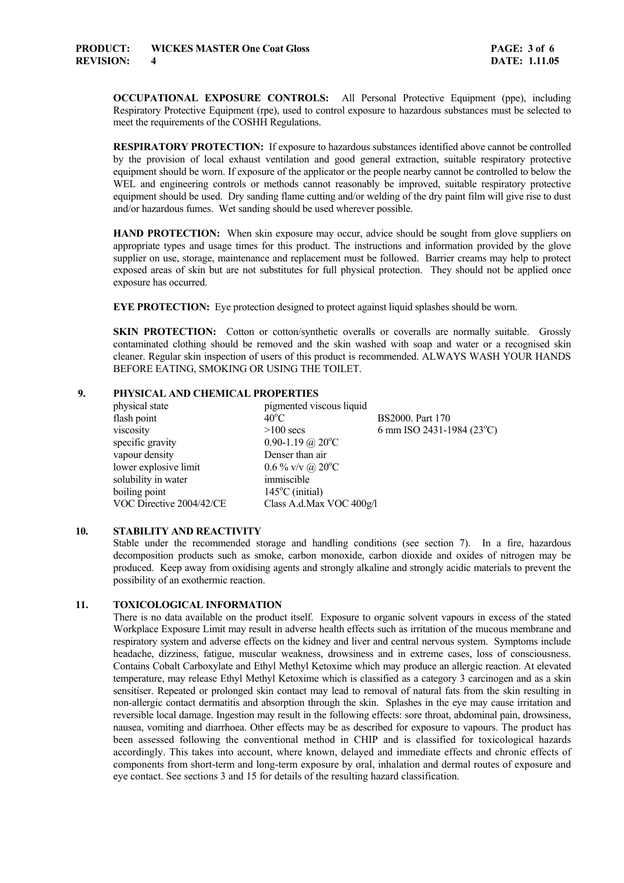**OCCUPATIONAL EXPOSURE CONTROLS:** All Personal Protective Equipment (ppe), including Respiratory Protective Equipment (rpe), used to control exposure to hazardous substances must be selected to meet the requirements of the COSHH Regulations.

**RESPIRATORY PROTECTION:** If exposure to hazardous substances identified above cannot be controlled by the provision of local exhaust ventilation and good general extraction, suitable respiratory protective equipment should be worn. If exposure of the applicator or the people nearby cannot be controlled to below the WEL and engineering controls or methods cannot reasonably be improved, suitable respiratory protective equipment should be used. Dry sanding flame cutting and/or welding of the dry paint film will give rise to dust and/or hazardous fumes. Wet sanding should be used wherever possible.

**HAND PROTECTION:** When skin exposure may occur, advice should be sought from glove suppliers on appropriate types and usage times for this product. The instructions and information provided by the glove supplier on use, storage, maintenance and replacement must be followed. Barrier creams may help to protect exposed areas of skin but are not substitutes for full physical protection. They should not be applied once exposure has occurred.

**EYE PROTECTION:** Eye protection designed to protect against liquid splashes should be worn.

**SKIN PROTECTION:** Cotton or cotton/synthetic overalls or coveralls are normally suitable. Grossly contaminated clothing should be removed and the skin washed with soap and water or a recognised skin cleaner. Regular skin inspection of users of this product is recommended. ALWAYS WASH YOUR HANDS BEFORE EATING, SMOKING OR USING THE TOILET.

## 9. PHYSICAL AND CHEMICAL PROPERTIES

| | | |
|---|---|---|
| physical state | pigmented viscous liquid | |
| flash point | 40°C | BS2000. Part 170 |
| viscosity | >100 secs | 6 mm ISO 2431-1984 (23°C) |
| specific gravity | 0.90-1.19 @ 20°C | |
| vapour density | Denser than air | |
| lower explosive limit | 0.6 % v/v @ 20°C | |
| solubility in water | immiscible | |
| boiling point | 145°C (initial) | |
| VOC Directive 2004/42/CE | Class A.d.Max VOC 400g/l | |

## 10. STABILITY AND REACTIVITY

Stable under the recommended storage and handling conditions (see section 7). In a fire, hazardous decomposition products such as smoke, carbon monoxide, carbon dioxide and oxides of nitrogen may be produced. Keep away from oxidising agents and strongly alkaline and strongly acidic materials to prevent the possibility of an exothermic reaction.

## 11. TOXICOLOGICAL INFORMATION

There is no data available on the product itself. Exposure to organic solvent vapours in excess of the stated Workplace Exposure Limit may result in adverse health effects such as irritation of the mucous membrane and respiratory system and adverse effects on the kidney and liver and central nervous system. Symptoms include headache, dizziness, fatigue, muscular weakness, drowsiness and in extreme cases, loss of consciousness. Contains Cobalt Carboxylate and Ethyl Methyl Ketoxime which may produce an allergic reaction. At elevated temperature, may release Ethyl Methyl Ketoxime which is classified as a category 3 carcinogen and as a skin sensitiser. Repeated or prolonged skin contact may lead to removal of natural fats from the skin resulting in non-allergic contact dermatitis and absorption through the skin. Splashes in the eye may cause irritation and reversible local damage. Ingestion may result in the following effects: sore throat, abdominal pain, drowsiness, nausea, vomiting and diarrhoea. Other effects may be as described for exposure to vapours. The product has been assessed following the conventional method in CHIP and is classified for toxicological hazards accordingly. This takes into account, where known, delayed and immediate effects and chronic effects of components from short-term and long-term exposure by oral, inhalation and dermal routes of exposure and eye contact. See sections 3 and 15 for details of the resulting hazard classification.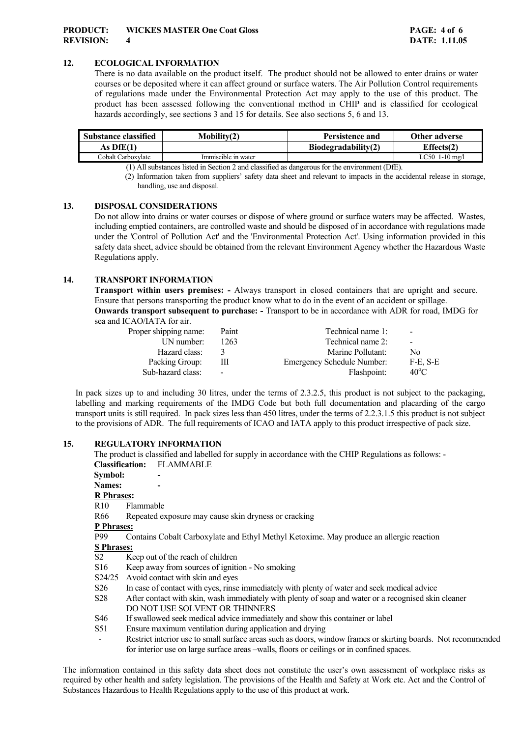## 12. ECOLOGICAL INFORMATION

There is no data available on the product itself. The product should not be allowed to enter drains or water courses or be deposited where it can affect ground or surface waters. The Air Pollution Control requirements of regulations made under the Environmental Protection Act may apply to the use of this product. The product has been assessed following the conventional method in CHIP and is classified for ecological hazards accordingly, see sections 3 and 15 for details. See also sections 5, 6 and 13.

| Substance classified As DfE(1) | Mobility(2) | Persistence and Biodegradability(2) | Other adverse Effects(2) |
|---|---|---|---|
| Cobalt Carboxylate | Immiscible in water | | LC50 1-10 mg/l |

(1) All substances listed in Section 2 and classified as dangerous for the environment (DfE).

(2) Information taken from suppliers' safety data sheet and relevant to impacts in the accidental release in storage, handling, use and disposal.

## 13. DISPOSAL CONSIDERATIONS

Do not allow into drains or water courses or dispose of where ground or surface waters may be affected. Wastes, including emptied containers, are controlled waste and should be disposed of in accordance with regulations made under the 'Control of Pollution Act' and the 'Environmental Protection Act'. Using information provided in this safety data sheet, advice should be obtained from the relevant Environment Agency whether the Hazardous Waste Regulations apply.

## 14. TRANSPORT INFORMATION

**Transport within users premises: -** Always transport in closed containers that are upright and secure. Ensure that persons transporting the product know what to do in the event of an accident or spillage.

**Onwards transport subsequent to purchase: -** Transport to be in accordance with ADR for road, IMDG for sea and ICAO/IATA for air.

| | | | |
|---|---|---|---|
| Proper shipping name: | Paint | Technical name 1: | - |
| UN number: | 1263 | Technical name 2: | - |
| Hazard class: | 3 | Marine Pollutant: | No |
| Packing Group: | III | Emergency Schedule Number: | F-E, S-E |
| Sub-hazard class: | - | Flashpoint: | 40°C |

In pack sizes up to and including 30 litres, under the terms of 2.3.2.5, this product is not subject to the packaging, labelling and marking requirements of the IMDG Code but both full documentation and placarding of the cargo transport units is still required. In pack sizes less than 450 litres, under the terms of 2.2.3.1.5 this product is not subject to the provisions of ADR. The full requirements of ICAO and IATA apply to this product irrespective of pack size.

## 15. REGULATORY INFORMATION

The product is classified and labelled for supply in accordance with the CHIP Regulations as follows: -

**Classification:** FLAMMABLE

**Symbol:** -

**Names:** -

**R Phrases:**

R10 Flammable

R66 Repeated exposure may cause skin dryness or cracking

**P Phrases:**

P99 Contains Cobalt Carboxylate and Ethyl Methyl Ketoxime. May produce an allergic reaction

**S Phrases:**

S2 Keep out of the reach of children

S16 Keep away from sources of ignition - No smoking

S24/25 Avoid contact with skin and eyes

S26 In case of contact with eyes, rinse immediately with plenty of water and seek medical advice

S28 After contact with skin, wash immediately with plenty of soap and water or a recognised skin cleaner DO NOT USE SOLVENT OR THINNERS

S46 If swallowed seek medical advice immediately and show this container or label

S51 Ensure maximum ventilation during application and drying

\- Restrict interior use to small surface areas such as doors, window frames or skirting boards. Not recommended for interior use on large surface areas –walls, floors or ceilings or in confined spaces.

The information contained in this safety data sheet does not constitute the user's own assessment of workplace risks as required by other health and safety legislation. The provisions of the Health and Safety at Work etc. Act and the Control of Substances Hazardous to Health Regulations apply to the use of this product at work.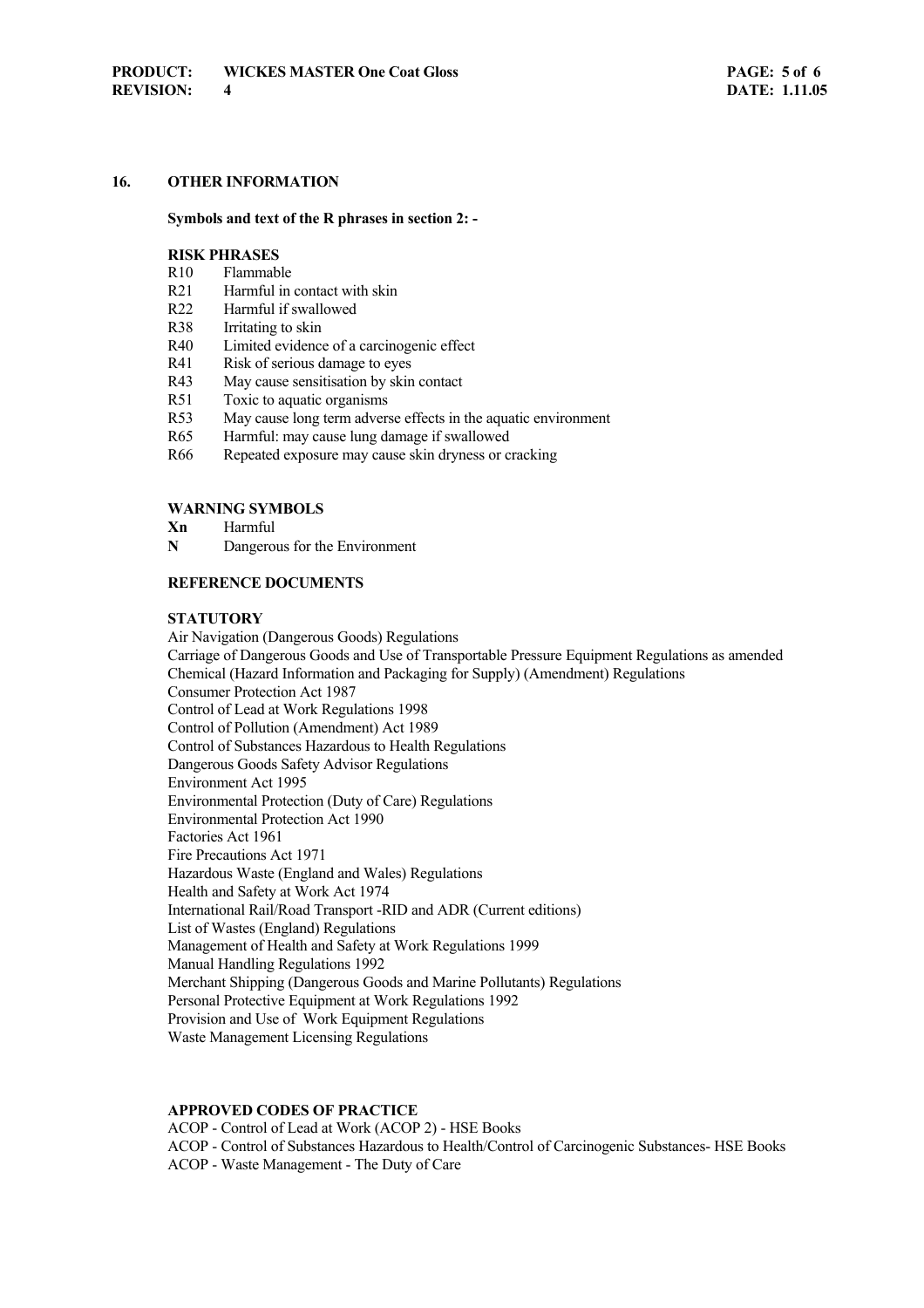## 16. OTHER INFORMATION

**Symbols and text of the R phrases in section 2: -**

**RISK PHRASES**

R10 Flammable
R21 Harmful in contact with skin
R22 Harmful if swallowed
R38 Irritating to skin
R40 Limited evidence of a carcinogenic effect
R41 Risk of serious damage to eyes
R43 May cause sensitisation by skin contact
R51 Toxic to aquatic organisms
R53 May cause long term adverse effects in the aquatic environment
R65 Harmful: may cause lung damage if swallowed
R66 Repeated exposure may cause skin dryness or cracking

**WARNING SYMBOLS**

**Xn** Harmful
**N** Dangerous for the Environment

**REFERENCE DOCUMENTS**

**STATUTORY**

Air Navigation (Dangerous Goods) Regulations
Carriage of Dangerous Goods and Use of Transportable Pressure Equipment Regulations as amended
Chemical (Hazard Information and Packaging for Supply) (Amendment) Regulations
Consumer Protection Act 1987
Control of Lead at Work Regulations 1998
Control of Pollution (Amendment) Act 1989
Control of Substances Hazardous to Health Regulations
Dangerous Goods Safety Advisor Regulations
Environment Act 1995
Environmental Protection (Duty of Care) Regulations
Environmental Protection Act 1990
Factories Act 1961
Fire Precautions Act 1971
Hazardous Waste (England and Wales) Regulations
Health and Safety at Work Act 1974
International Rail/Road Transport -RID and ADR (Current editions)
List of Wastes (England) Regulations
Management of Health and Safety at Work Regulations 1999
Manual Handling Regulations 1992
Merchant Shipping (Dangerous Goods and Marine Pollutants) Regulations
Personal Protective Equipment at Work Regulations 1992
Provision and Use of Work Equipment Regulations
Waste Management Licensing Regulations

**APPROVED CODES OF PRACTICE**

ACOP - Control of Lead at Work (ACOP 2) - HSE Books
ACOP - Control of Substances Hazardous to Health/Control of Carcinogenic Substances- HSE Books
ACOP - Waste Management - The Duty of Care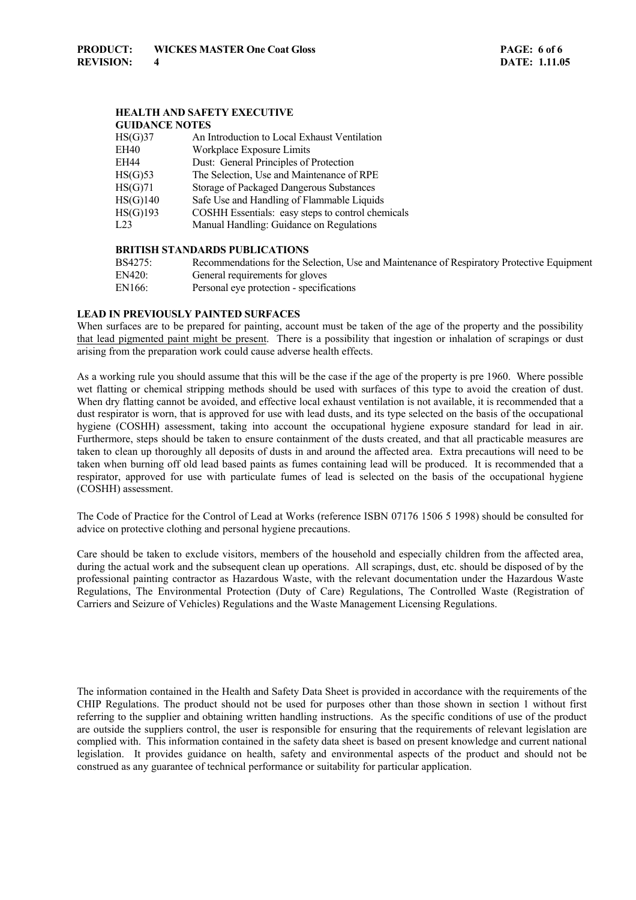**HEALTH AND SAFETY EXECUTIVE GUIDANCE NOTES**

| | |
|---|---|
| HS(G)37 | An Introduction to Local Exhaust Ventilation |
| EH40 | Workplace Exposure Limits |
| EH44 | Dust: General Principles of Protection |
| HS(G)53 | The Selection, Use and Maintenance of RPE |
| HS(G)71 | Storage of Packaged Dangerous Substances |
| HS(G)140 | Safe Use and Handling of Flammable Liquids |
| HS(G)193 | COSHH Essentials: easy steps to control chemicals |
| L23 | Manual Handling: Guidance on Regulations |

**BRITISH STANDARDS PUBLICATIONS**

| | |
|---|---|
| BS4275: | Recommendations for the Selection, Use and Maintenance of Respiratory Protective Equipment |
| EN420: | General requirements for gloves |
| EN166: | Personal eye protection - specifications |

**LEAD IN PREVIOUSLY PAINTED SURFACES**

When surfaces are to be prepared for painting, account must be taken of the age of the property and the possibility that lead pigmented paint might be present. There is a possibility that ingestion or inhalation of scrapings or dust arising from the preparation work could cause adverse health effects.

As a working rule you should assume that this will be the case if the age of the property is pre 1960. Where possible wet flatting or chemical stripping methods should be used with surfaces of this type to avoid the creation of dust. When dry flatting cannot be avoided, and effective local exhaust ventilation is not available, it is recommended that a dust respirator is worn, that is approved for use with lead dusts, and its type selected on the basis of the occupational hygiene (COSHH) assessment, taking into account the occupational hygiene exposure standard for lead in air. Furthermore, steps should be taken to ensure containment of the dusts created, and that all practicable measures are taken to clean up thoroughly all deposits of dusts in and around the affected area. Extra precautions will need to be taken when burning off old lead based paints as fumes containing lead will be produced. It is recommended that a respirator, approved for use with particulate fumes of lead is selected on the basis of the occupational hygiene (COSHH) assessment.

The Code of Practice for the Control of Lead at Works (reference ISBN 07176 1506 5 1998) should be consulted for advice on protective clothing and personal hygiene precautions.

Care should be taken to exclude visitors, members of the household and especially children from the affected area, during the actual work and the subsequent clean up operations. All scrapings, dust, etc. should be disposed of by the professional painting contractor as Hazardous Waste, with the relevant documentation under the Hazardous Waste Regulations, The Environmental Protection (Duty of Care) Regulations, The Controlled Waste (Registration of Carriers and Seizure of Vehicles) Regulations and the Waste Management Licensing Regulations.

The information contained in the Health and Safety Data Sheet is provided in accordance with the requirements of the CHIP Regulations. The product should not be used for purposes other than those shown in section 1 without first referring to the supplier and obtaining written handling instructions. As the specific conditions of use of the product are outside the suppliers control, the user is responsible for ensuring that the requirements of relevant legislation are complied with. This information contained in the safety data sheet is based on present knowledge and current national legislation. It provides guidance on health, safety and environmental aspects of the product and should not be construed as any guarantee of technical performance or suitability for particular application.